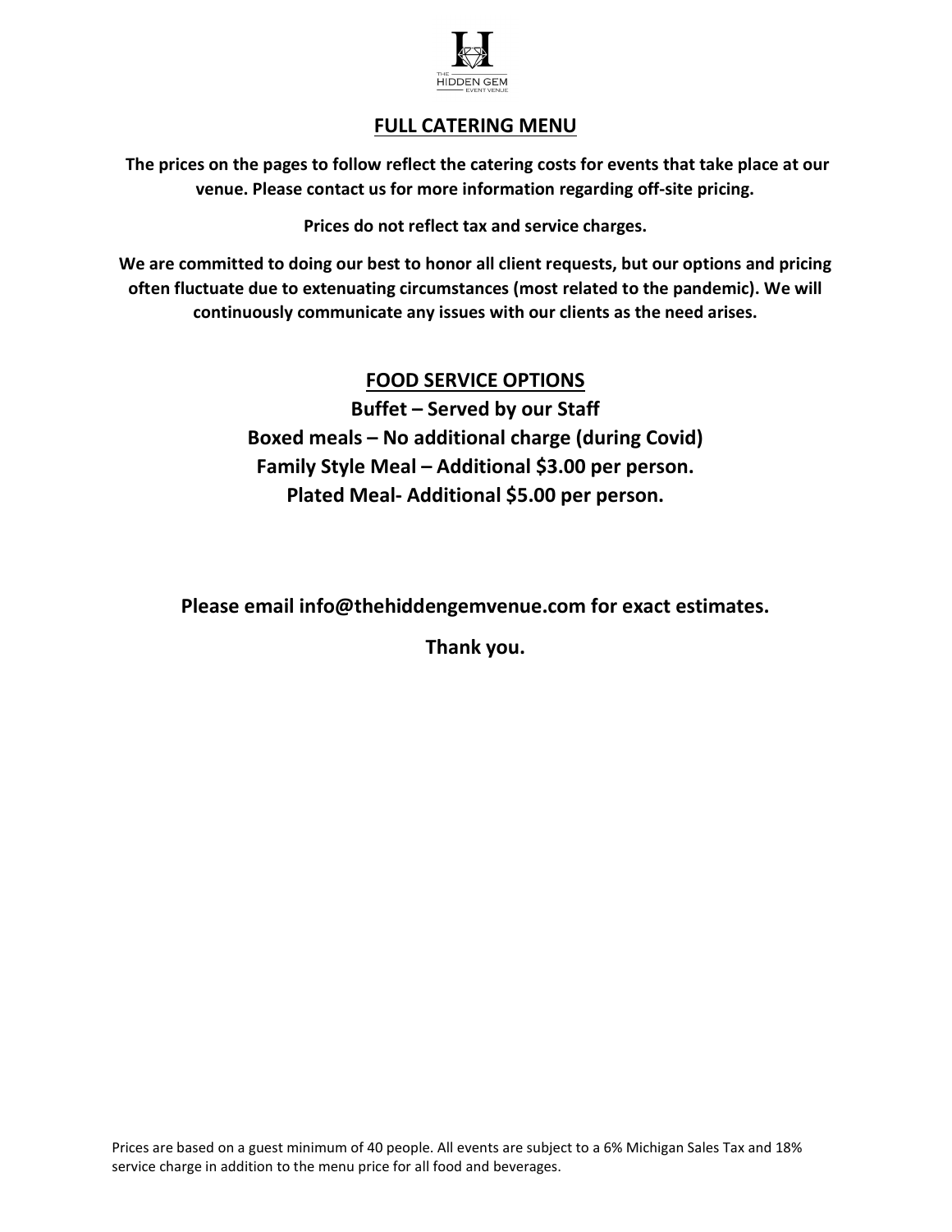## FULL CATERING MENU

**The prices on the pages to follow reflect the catering costs for events that take place at our venue. Please contact us for more information regarding off-site pricing.**

**Prices do not reflect tax and service charges.**

**We are committed to doing our best to honor all client requests, but our options and pricing often fluctuate due to extenuating circumstances (most related to the pandemic). We will continuously communicate any issues with our clients as the need arises.**

## FOOD SERVICE OPTIONS

**Buffet – Served by our Staff**

**Boxed meals – No additional charge (during Covid)**

**Family Style Meal – Additional $3.00 per person.**

**Plated Meal- Additional $5.00 per person.**

**Please email info@thehiddengemvenue.com for exact estimates.**

**Thank you.**

Prices are based on a guest minimum of 40 people. All events are subject to a 6% Michigan Sales Tax and 18% service charge in addition to the menu price for all food and beverages.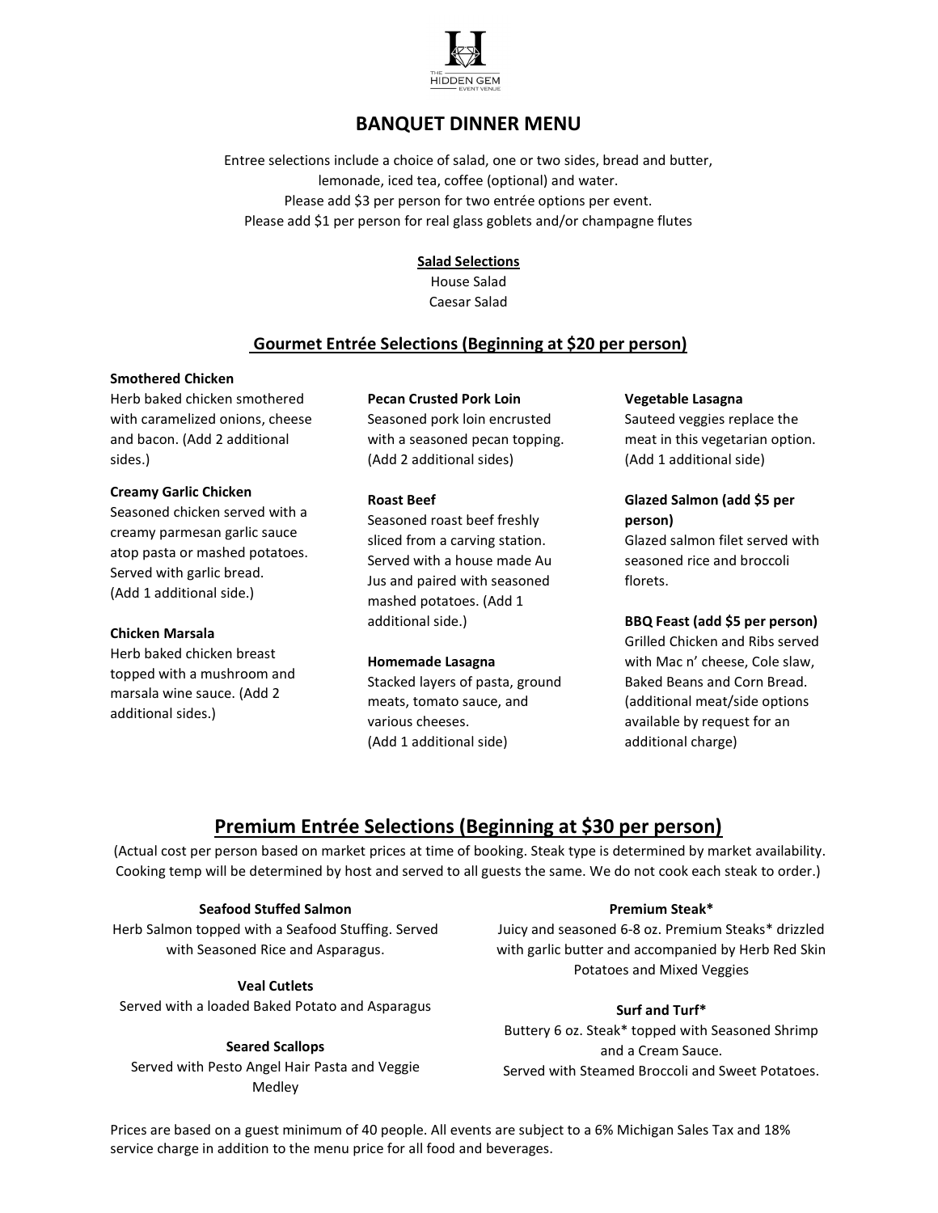THE HIDDEN GEM EVENT VENUE

# BANQUET DINNER MENU

Entree selections include a choice of salad, one or two sides, bread and butter, lemonade, iced tea, coffee (optional) and water.
Please add $3 per person for two entrée options per event.
Please add $1 per person for real glass goblets and/or champagne flutes

**Salad Selections**
House Salad
Caesar Salad

## Gourmet Entrée Selections (Beginning at $20 per person)

**Smothered Chicken**
Herb baked chicken smothered with caramelized onions, cheese and bacon. (Add 2 additional sides.)

**Creamy Garlic Chicken**
Seasoned chicken served with a creamy parmesan garlic sauce atop pasta or mashed potatoes. Served with garlic bread. (Add 1 additional side.)

**Chicken Marsala**
Herb baked chicken breast topped with a mushroom and marsala wine sauce. (Add 2 additional sides.)

**Pecan Crusted Pork Loin**
Seasoned pork loin encrusted with a seasoned pecan topping. (Add 2 additional sides)

**Roast Beef**
Seasoned roast beef freshly sliced from a carving station. Served with a house made Au Jus and paired with seasoned mashed potatoes. (Add 1 additional side.)

**Homemade Lasagna**
Stacked layers of pasta, ground meats, tomato sauce, and various cheeses. (Add 1 additional side)

**Vegetable Lasagna**
Sauteed veggies replace the meat in this vegetarian option. (Add 1 additional side)

**Glazed Salmon (add $5 per person)**
Glazed salmon filet served with seasoned rice and broccoli florets.

**BBQ Feast (add $5 per person)**
Grilled Chicken and Ribs served with Mac n' cheese, Cole slaw, Baked Beans and Corn Bread. (additional meat/side options available by request for an additional charge)

## Premium Entrée Selections (Beginning at $30 per person)

(Actual cost per person based on market prices at time of booking. Steak type is determined by market availability. Cooking temp will be determined by host and served to all guests the same. We do not cook each steak to order.)

**Seafood Stuffed Salmon**
Herb Salmon topped with a Seafood Stuffing. Served with Seasoned Rice and Asparagus.

**Veal Cutlets**
Served with a loaded Baked Potato and Asparagus

**Seared Scallops**
Served with Pesto Angel Hair Pasta and Veggie Medley

**Premium Steak***
Juicy and seasoned 6-8 oz. Premium Steaks* drizzled with garlic butter and accompanied by Herb Red Skin Potatoes and Mixed Veggies

**Surf and Turf***
Buttery 6 oz. Steak* topped with Seasoned Shrimp and a Cream Sauce.
Served with Steamed Broccoli and Sweet Potatoes.

Prices are based on a guest minimum of 40 people. All events are subject to a 6% Michigan Sales Tax and 18% service charge in addition to the menu price for all food and beverages.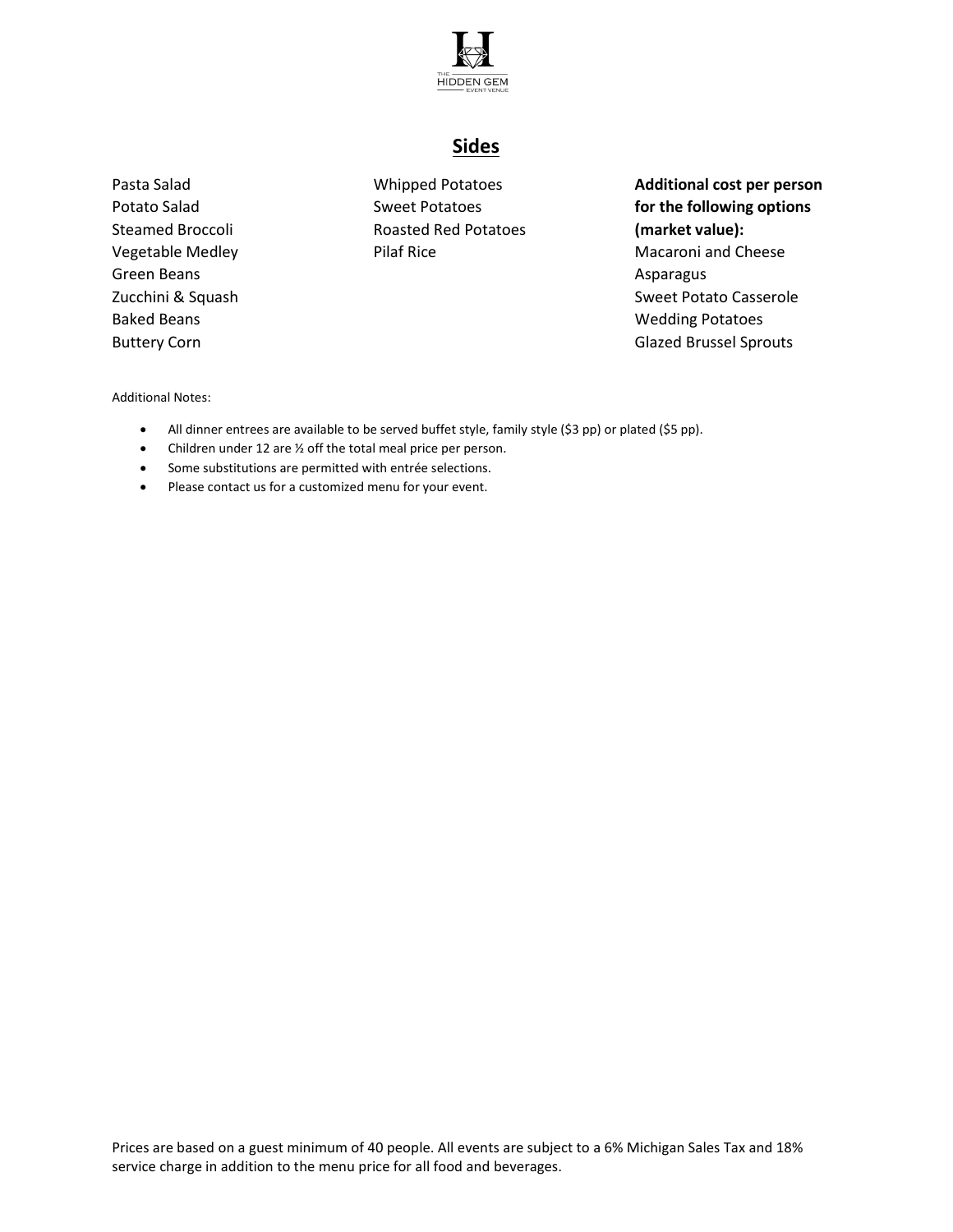## Sides

Pasta Salad
Potato Salad
Steamed Broccoli
Vegetable Medley
Green Beans
Zucchini & Squash
Baked Beans
Buttery Corn

Whipped Potatoes
Sweet Potatoes
Roasted Red Potatoes
Pilaf Rice

**Additional cost per person for the following options (market value):**

Macaroni and Cheese
Asparagus
Sweet Potato Casserole
Wedding Potatoes
Glazed Brussel Sprouts

Additional Notes:

- All dinner entrees are available to be served buffet style, family style ($3 pp) or plated ($5 pp).
- Children under 12 are ½ off the total meal price per person.
- Some substitutions are permitted with entrée selections.
- Please contact us for a customized menu for your event.

Prices are based on a guest minimum of 40 people. All events are subject to a 6% Michigan Sales Tax and 18% service charge in addition to the menu price for all food and beverages.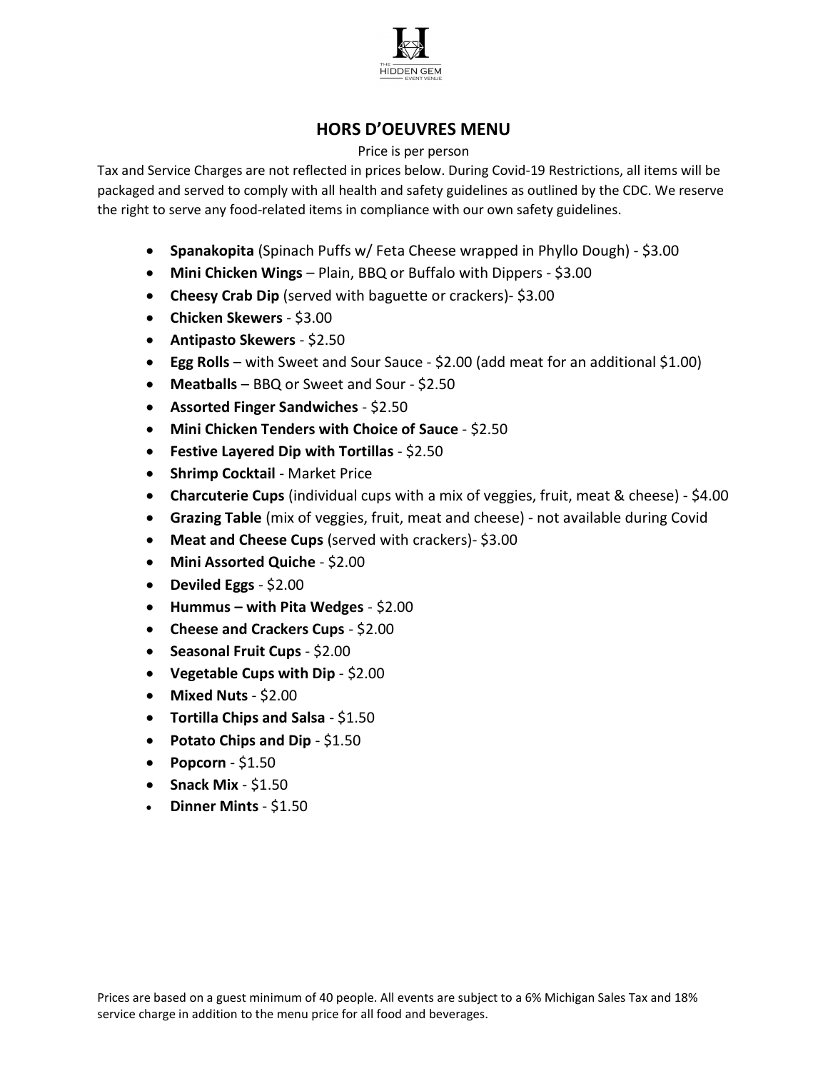## HORS D'OEUVRES MENU

Price is per person

Tax and Service Charges are not reflected in prices below. During Covid-19 Restrictions, all items will be packaged and served to comply with all health and safety guidelines as outlined by the CDC. We reserve the right to serve any food-related items in compliance with our own safety guidelines.

- **Spanakopita** (Spinach Puffs w/ Feta Cheese wrapped in Phyllo Dough) - $3.00
- **Mini Chicken Wings** – Plain, BBQ or Buffalo with Dippers - $3.00
- **Cheesy Crab Dip** (served with baguette or crackers)- $3.00
- **Chicken Skewers** - $3.00
- **Antipasto Skewers** - $2.50
- **Egg Rolls** – with Sweet and Sour Sauce - $2.00 (add meat for an additional $1.00)
- **Meatballs** – BBQ or Sweet and Sour - $2.50
- **Assorted Finger Sandwiches** - $2.50
- **Mini Chicken Tenders with Choice of Sauce** - $2.50
- **Festive Layered Dip with Tortillas** - $2.50
- **Shrimp Cocktail** - Market Price
- **Charcuterie Cups** (individual cups with a mix of veggies, fruit, meat & cheese) - $4.00
- **Grazing Table** (mix of veggies, fruit, meat and cheese) - not available during Covid
- **Meat and Cheese Cups** (served with crackers)- $3.00
- **Mini Assorted Quiche** - $2.00
- **Deviled Eggs** - $2.00
- **Hummus – with Pita Wedges** - $2.00
- **Cheese and Crackers Cups** - $2.00
- **Seasonal Fruit Cups** - $2.00
- **Vegetable Cups with Dip** - $2.00
- **Mixed Nuts** - $2.00
- **Tortilla Chips and Salsa** - $1.50
- **Potato Chips and Dip** - $1.50
- **Popcorn** - $1.50
- **Snack Mix** - $1.50
- **Dinner Mints** - $1.50

Prices are based on a guest minimum of 40 people. All events are subject to a 6% Michigan Sales Tax and 18% service charge in addition to the menu price for all food and beverages.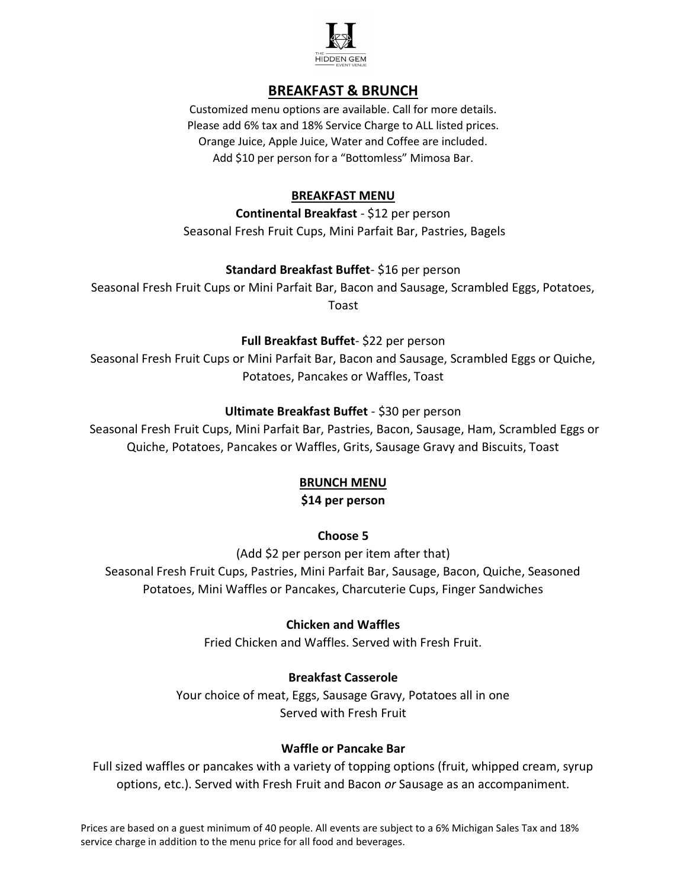# BREAKFAST & BRUNCH

Customized menu options are available. Call for more details.
Please add 6% tax and 18% Service Charge to ALL listed prices.
Orange Juice, Apple Juice, Water and Coffee are included.
Add $10 per person for a "Bottomless" Mimosa Bar.

## BREAKFAST MENU

**Continental Breakfast** - $12 per person
Seasonal Fresh Fruit Cups, Mini Parfait Bar, Pastries, Bagels

**Standard Breakfast Buffet**- $16 per person
Seasonal Fresh Fruit Cups or Mini Parfait Bar, Bacon and Sausage, Scrambled Eggs, Potatoes, Toast

**Full Breakfast Buffet**- $22 per person
Seasonal Fresh Fruit Cups or Mini Parfait Bar, Bacon and Sausage, Scrambled Eggs or Quiche, Potatoes, Pancakes or Waffles, Toast

**Ultimate Breakfast Buffet** - $30 per person
Seasonal Fresh Fruit Cups, Mini Parfait Bar, Pastries, Bacon, Sausage, Ham, Scrambled Eggs or Quiche, Potatoes, Pancakes or Waffles, Grits, Sausage Gravy and Biscuits, Toast

## BRUNCH MENU

**$14 per person**

**Choose 5**
(Add $2 per person per item after that)
Seasonal Fresh Fruit Cups, Pastries, Mini Parfait Bar, Sausage, Bacon, Quiche, Seasoned Potatoes, Mini Waffles or Pancakes, Charcuterie Cups, Finger Sandwiches

**Chicken and Waffles**
Fried Chicken and Waffles. Served with Fresh Fruit.

**Breakfast Casserole**
Your choice of meat, Eggs, Sausage Gravy, Potatoes all in one
Served with Fresh Fruit

**Waffle or Pancake Bar**
Full sized waffles or pancakes with a variety of topping options (fruit, whipped cream, syrup options, etc.). Served with Fresh Fruit and Bacon *or* Sausage as an accompaniment.

Prices are based on a guest minimum of 40 people. All events are subject to a 6% Michigan Sales Tax and 18% service charge in addition to the menu price for all food and beverages.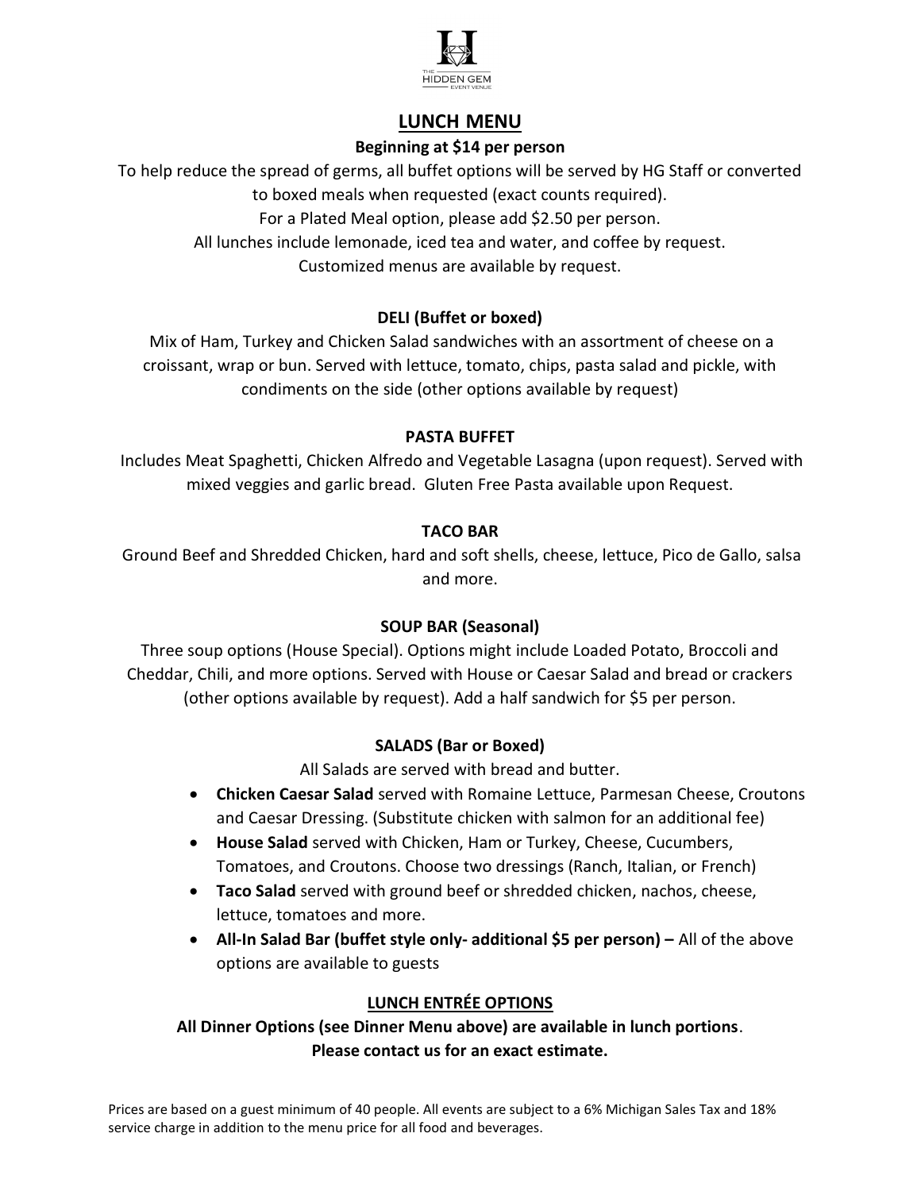## LUNCH MENU

**Beginning at $14 per person**

To help reduce the spread of germs, all buffet options will be served by HG Staff or converted to boxed meals when requested (exact counts required).
For a Plated Meal option, please add $2.50 per person.
All lunches include lemonade, iced tea and water, and coffee by request.
Customized menus are available by request.

### DELI (Buffet or boxed)

Mix of Ham, Turkey and Chicken Salad sandwiches with an assortment of cheese on a croissant, wrap or bun. Served with lettuce, tomato, chips, pasta salad and pickle, with condiments on the side (other options available by request)

### PASTA BUFFET

Includes Meat Spaghetti, Chicken Alfredo and Vegetable Lasagna (upon request). Served with mixed veggies and garlic bread. Gluten Free Pasta available upon Request.

### TACO BAR

Ground Beef and Shredded Chicken, hard and soft shells, cheese, lettuce, Pico de Gallo, salsa and more.

### SOUP BAR (Seasonal)

Three soup options (House Special). Options might include Loaded Potato, Broccoli and Cheddar, Chili, and more options. Served with House or Caesar Salad and bread or crackers (other options available by request). Add a half sandwich for $5 per person.

### SALADS (Bar or Boxed)

All Salads are served with bread and butter.

- **Chicken Caesar Salad** served with Romaine Lettuce, Parmesan Cheese, Croutons and Caesar Dressing. (Substitute chicken with salmon for an additional fee)
- **House Salad** served with Chicken, Ham or Turkey, Cheese, Cucumbers, Tomatoes, and Croutons. Choose two dressings (Ranch, Italian, or French)
- **Taco Salad** served with ground beef or shredded chicken, nachos, cheese, lettuce, tomatoes and more.
- **All-In Salad Bar (buffet style only- additional $5 per person) –** All of the above options are available to guests

## LUNCH ENTRÉE OPTIONS

**All Dinner Options (see Dinner Menu above) are available in lunch portions**.
**Please contact us for an exact estimate.**

Prices are based on a guest minimum of 40 people. All events are subject to a 6% Michigan Sales Tax and 18% service charge in addition to the menu price for all food and beverages.